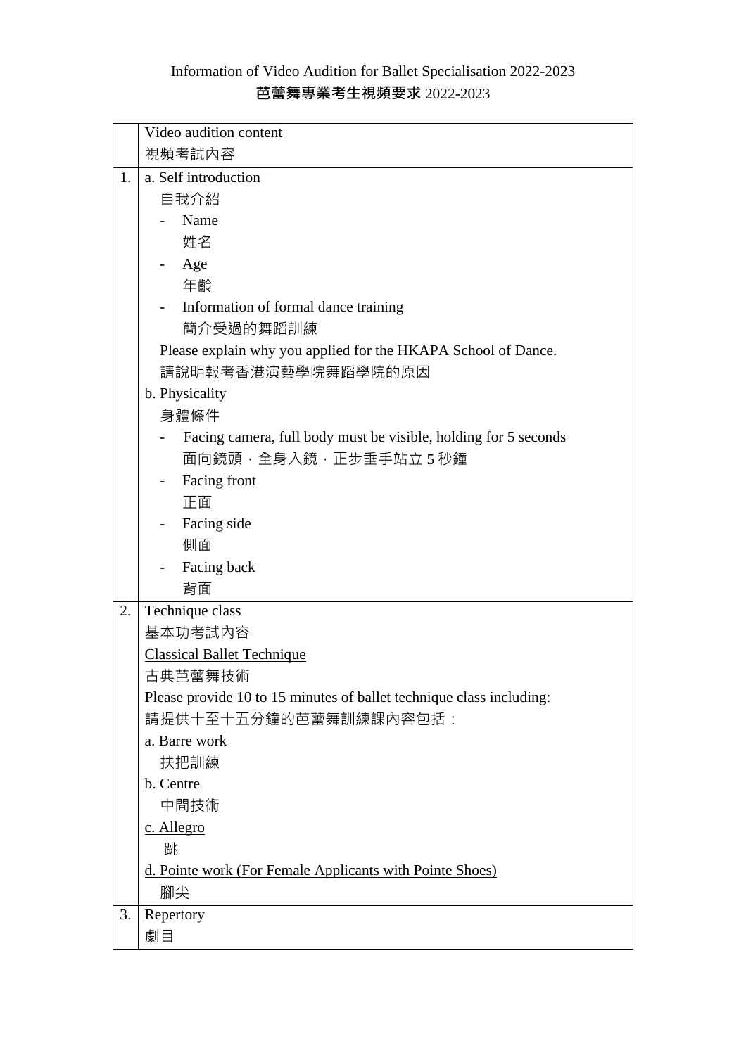# Information of Video Audition for Ballet Specialisation 2022-2023
## **芭蕾舞專業考生視頻要求** 2022-2023

| | Video audition content<br>視頻考試內容 |
|---|---|
| 1. | a. Self introduction<br>自我介紹<br>- Name<br>姓名<br>- Age<br>年齡<br>- Information of formal dance training<br>簡介受過的舞蹈訓練<br>Please explain why you applied for the HKAPA School of Dance.<br>請說明報考香港演藝學院舞蹈學院的原因<br>b. Physicality<br>身體條件<br>- Facing camera, full body must be visible, holding for 5 seconds<br>面向鏡頭，全身入鏡，正步垂手站立 5 秒鐘<br>- Facing front<br>正面<br>- Facing side<br>側面<br>- Facing back<br>背面 |
| 2. | Technique class<br>基本功考試內容<br><u>Classical Ballet Technique</u><br>古典芭蕾舞技術<br>Please provide 10 to 15 minutes of ballet technique class including:<br>請提供十至十五分鐘的芭蕾舞訓練課內容包括：<br><u>a. Barre work</u><br>扶把訓練<br><u>b. Centre</u><br>中間技術<br><u>c. Allegro</u><br>跳<br><u>d. Pointe work (For Female Applicants with Pointe Shoes)</u><br>腳尖 |
| 3. | Repertory<br>劇目 |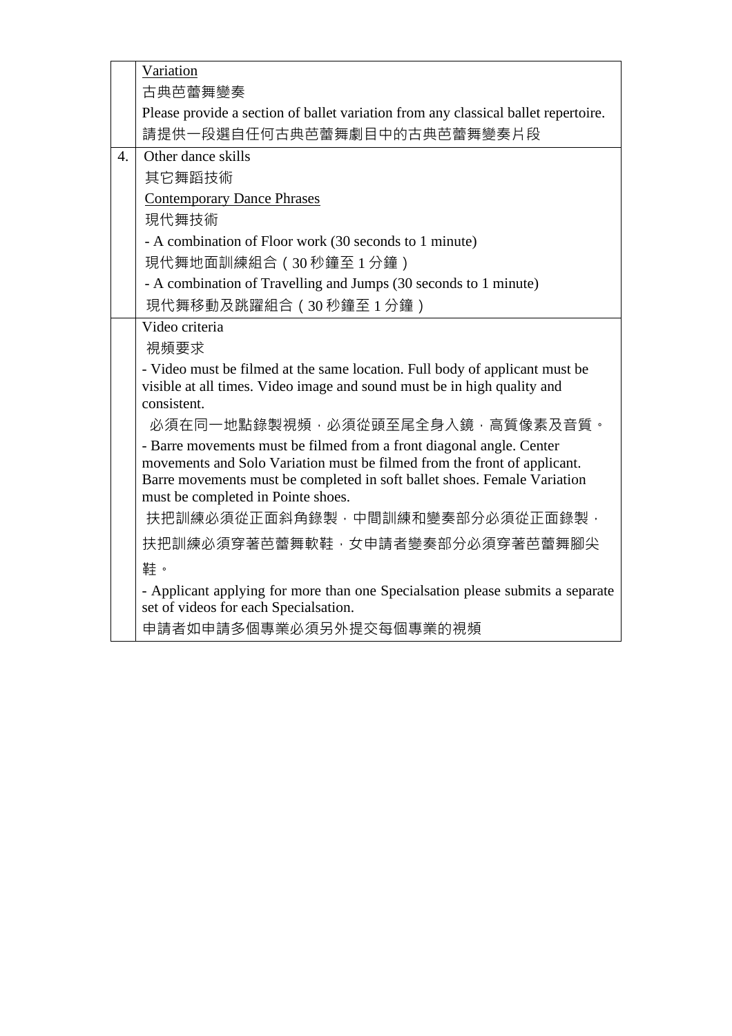| | |
|---|---|
| | <u>Variation</u><br>古典芭蕾舞變奏<br>Please provide a section of ballet variation from any classical ballet repertoire.<br>請提供一段選自任何古典芭蕾舞劇目中的古典芭蕾舞變奏片段 |
| 4. | Other dance skills<br>其它舞蹈技術<br><u>Contemporary Dance Phrases</u><br>現代舞技術<br>- A combination of Floor work (30 seconds to 1 minute)<br>現代舞地面訓練組合（30 秒鐘至 1 分鐘）<br>- A combination of Travelling and Jumps (30 seconds to 1 minute)<br>現代舞移動及跳躍組合（30 秒鐘至 1 分鐘） |
| | Video criteria<br>視頻要求<br>- Video must be filmed at the same location. Full body of applicant must be visible at all times. Video image and sound must be in high quality and consistent.<br>必須在同一地點錄製視頻，必須從頭至尾全身入鏡，高質像素及音質。<br>- Barre movements must be filmed from a front diagonal angle. Center movements and Solo Variation must be filmed from the front of applicant. Barre movements must be completed in soft ballet shoes. Female Variation must be completed in Pointe shoes.<br>扶把訓練必須從正面斜角錄製，中間訓練和變奏部分必須從正面錄製，扶把訓練必須穿著芭蕾舞軟鞋，女申請者變奏部分必須穿著芭蕾舞腳尖鞋。<br>- Applicant applying for more than one Specialsation please submits a separate set of videos for each Specialsation.<br>申請者如申請多個專業必須另外提交每個專業的視頻 |